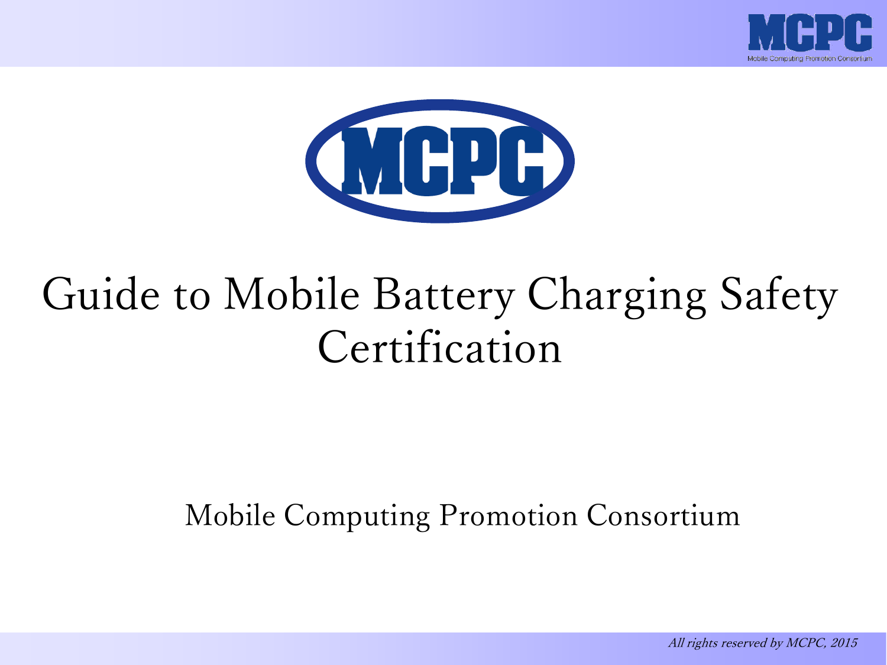# Guide to Mobile Battery Charging Safety Certification

Mobile Computing Promotion Consortium

*All rights reserved by MCPC, 2015*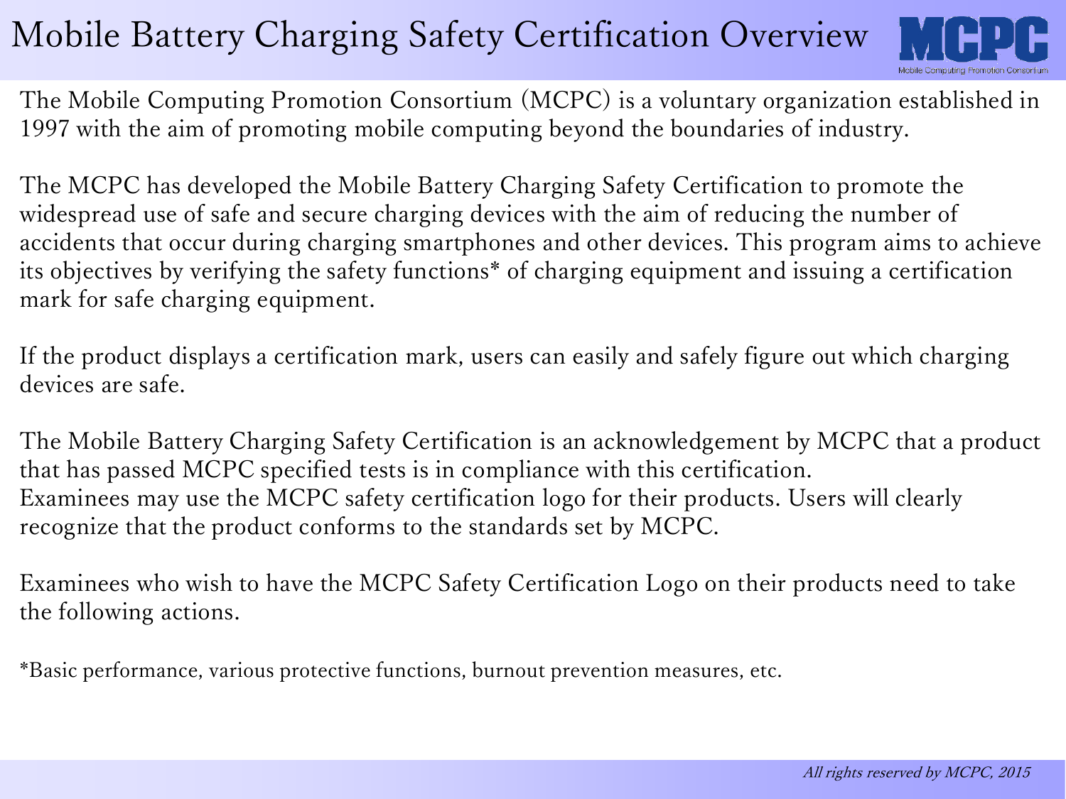# Mobile Battery Charging Safety Certification Overview

The Mobile Computing Promotion Consortium (MCPC) is a voluntary organization established in 1997 with the aim of promoting mobile computing beyond the boundaries of industry.

The MCPC has developed the Mobile Battery Charging Safety Certification to promote the widespread use of safe and secure charging devices with the aim of reducing the number of accidents that occur during charging smartphones and other devices. This program aims to achieve its objectives by verifying the safety functions* of charging equipment and issuing a certification mark for safe charging equipment.

If the product displays a certification mark, users can easily and safely figure out which charging devices are safe.

The Mobile Battery Charging Safety Certification is an acknowledgement by MCPC that a product that has passed MCPC specified tests is in compliance with this certification.
Examinees may use the MCPC safety certification logo for their products. Users will clearly recognize that the product conforms to the standards set by MCPC.

Examinees who wish to have the MCPC Safety Certification Logo on their products need to take the following actions.

*Basic performance, various protective functions, burnout prevention measures, etc.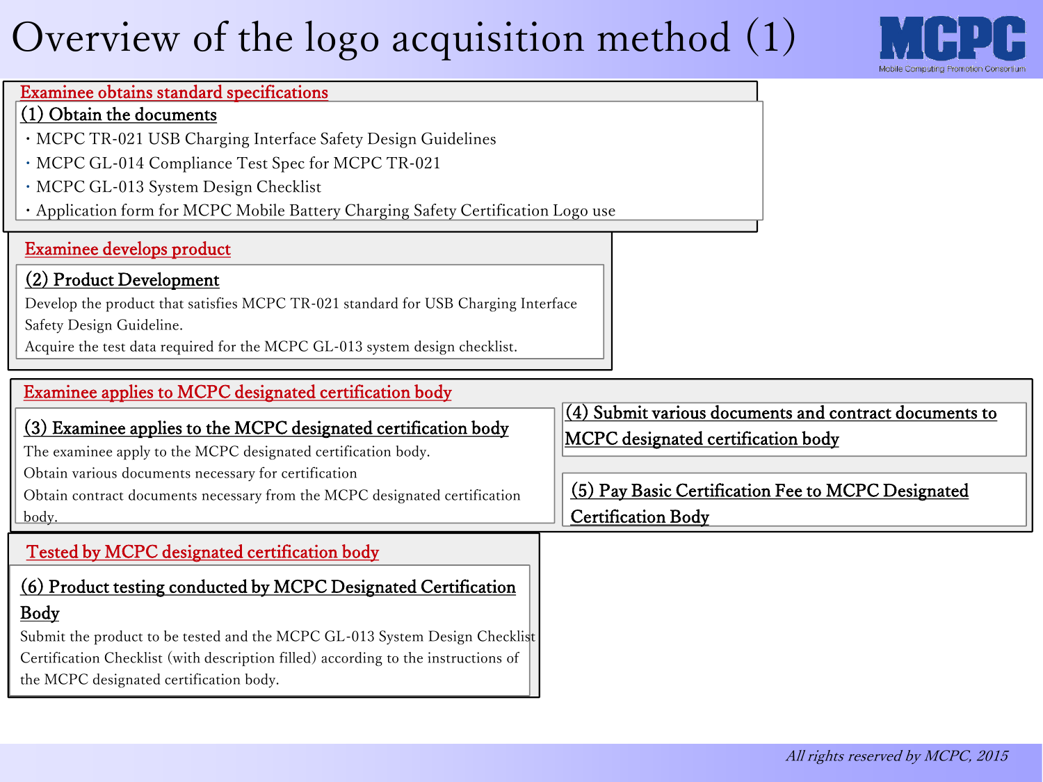# Overview of the logo acquisition method (1)

## Examinee obtains standard specifications

### (1) Obtain the documents

- MCPC TR-021 USB Charging Interface Safety Design Guidelines
- MCPC GL-014 Compliance Test Spec for MCPC TR-021
- MCPC GL-013 System Design Checklist
- Application form for MCPC Mobile Battery Charging Safety Certification Logo use

## Examinee develops product

### (2) Product Development

Develop the product that satisfies MCPC TR-021 standard for USB Charging Interface Safety Design Guideline.
Acquire the test data required for the MCPC GL-013 system design checklist.

## Examinee applies to MCPC designated certification body

### (3) Examinee applies to the MCPC designated certification body

The examinee apply to the MCPC designated certification body.
Obtain various documents necessary for certification
Obtain contract documents necessary from the MCPC designated certification body.

### (4) Submit various documents and contract documents to MCPC designated certification body

### (5) Pay Basic Certification Fee to MCPC Designated Certification Body

## Tested by MCPC designated certification body

### (6) Product testing conducted by MCPC Designated Certification Body

Submit the product to be tested and the MCPC GL-013 System Design Checklist Certification Checklist (with description filled) according to the instructions of the MCPC designated certification body.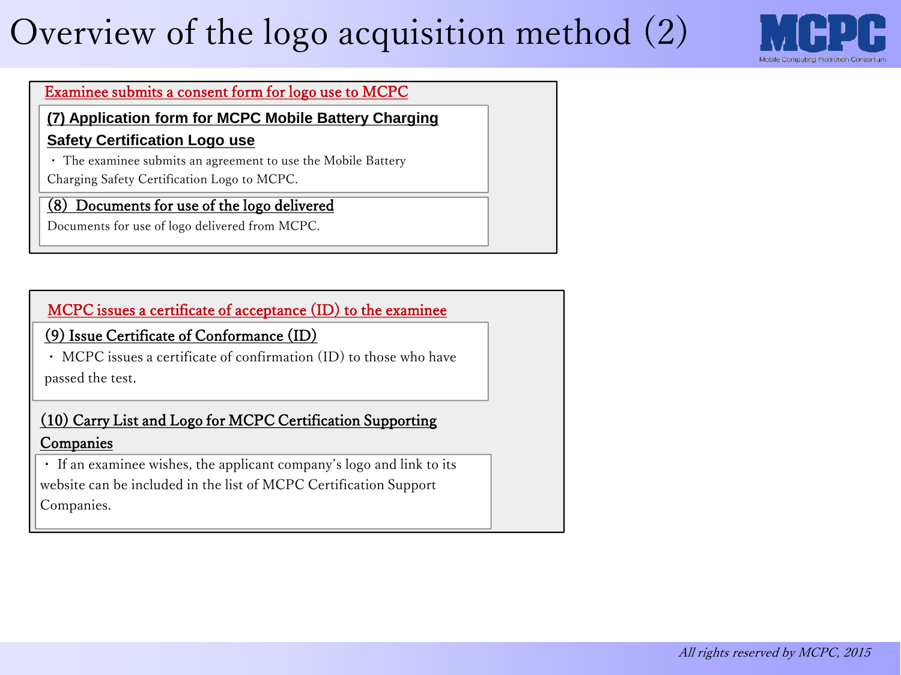# Overview of the logo acquisition method (2)

## Examinee submits a consent form for logo use to MCPC

### (7) Application form for MCPC Mobile Battery Charging Safety Certification Logo use

・ The examinee submits an agreement to use the Mobile Battery Charging Safety Certification Logo to MCPC.

### (8) Documents for use of the logo delivered

Documents for use of logo delivered from MCPC.

## MCPC issues a certificate of acceptance (ID) to the examinee

### (9) Issue Certificate of Conformance (ID)

・ MCPC issues a certificate of confirmation (ID) to those who have passed the test.

### (10) Carry List and Logo for MCPC Certification Supporting Companies

・ If an examinee wishes, the applicant company's logo and link to its website can be included in the list of MCPC Certification Support Companies.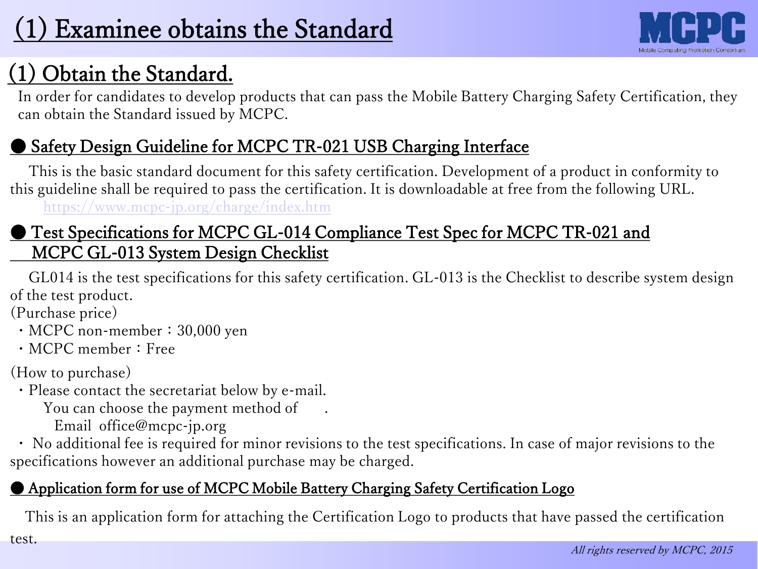# (1) Examinee obtains the Standard

## (1) Obtain the Standard.

In order for candidates to develop products that can pass the Mobile Battery Charging Safety Certification, they can obtain the Standard issued by MCPC.

### ● Safety Design Guideline for MCPC TR-021 USB Charging Interface

This is the basic standard document for this safety certification. Development of a product in conformity to this guideline shall be required to pass the certification. It is downloadable at free from the following URL.

https://www.mcpc-jp.org/charge/index.htm

### ● Test Specifications for MCPC GL-014 Compliance Test Spec for MCPC TR-021 and MCPC GL-013 System Design Checklist

GL014 is the test specifications for this safety certification. GL-013 is the Checklist to describe system design of the test product.

(Purchase price)

・MCPC non-member：30,000 yen

・MCPC member：Free

(How to purchase)

・Please contact the secretariat below by e-mail.

You can choose the payment method of .

Email office@mcpc-jp.org

・ No additional fee is required for minor revisions to the test specifications. In case of major revisions to the specifications however an additional purchase may be charged.

### ● Application form for use of MCPC Mobile Battery Charging Safety Certification Logo

This is an application form for attaching the Certification Logo to products that have passed the certification test.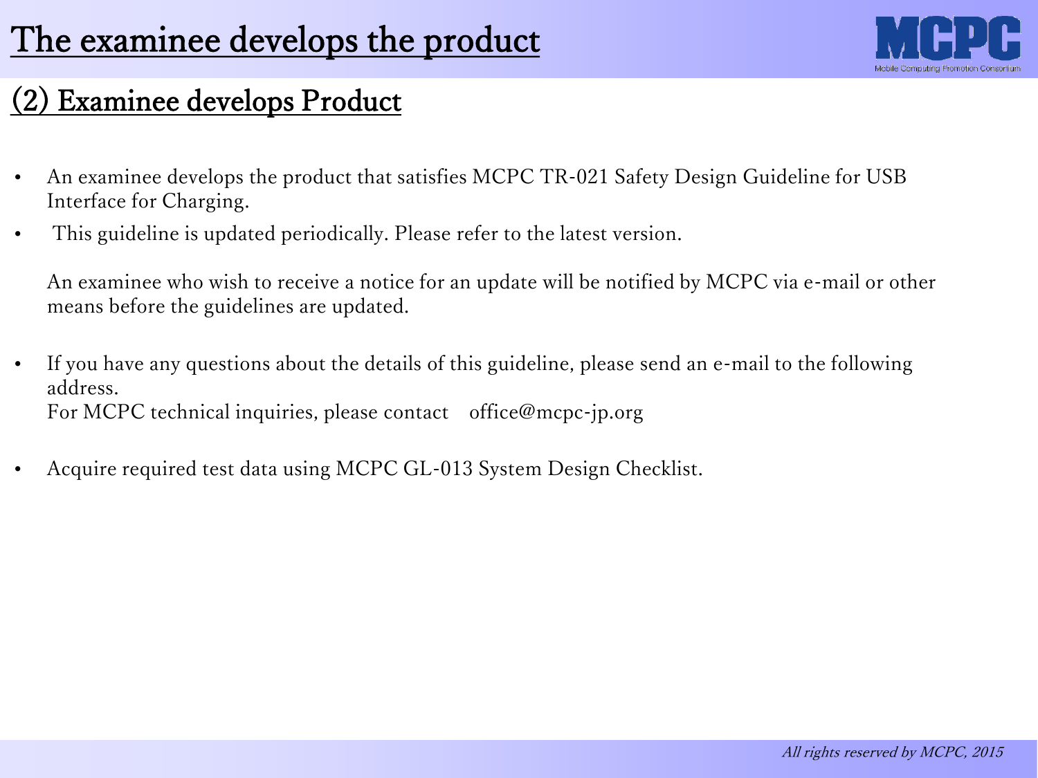# The examinee develops the product

## (2) Examinee develops Product

- An examinee develops the product that satisfies MCPC TR-021 Safety Design Guideline for USB Interface for Charging.
- This guideline is updated periodically. Please refer to the latest version.

  An examinee who wish to receive a notice for an update will be notified by MCPC via e-mail or other means before the guidelines are updated.

- If you have any questions about the details of this guideline, please send an e-mail to the following address.
  For MCPC technical inquiries, please contact office@mcpc-jp.org

- Acquire required test data using MCPC GL-013 System Design Checklist.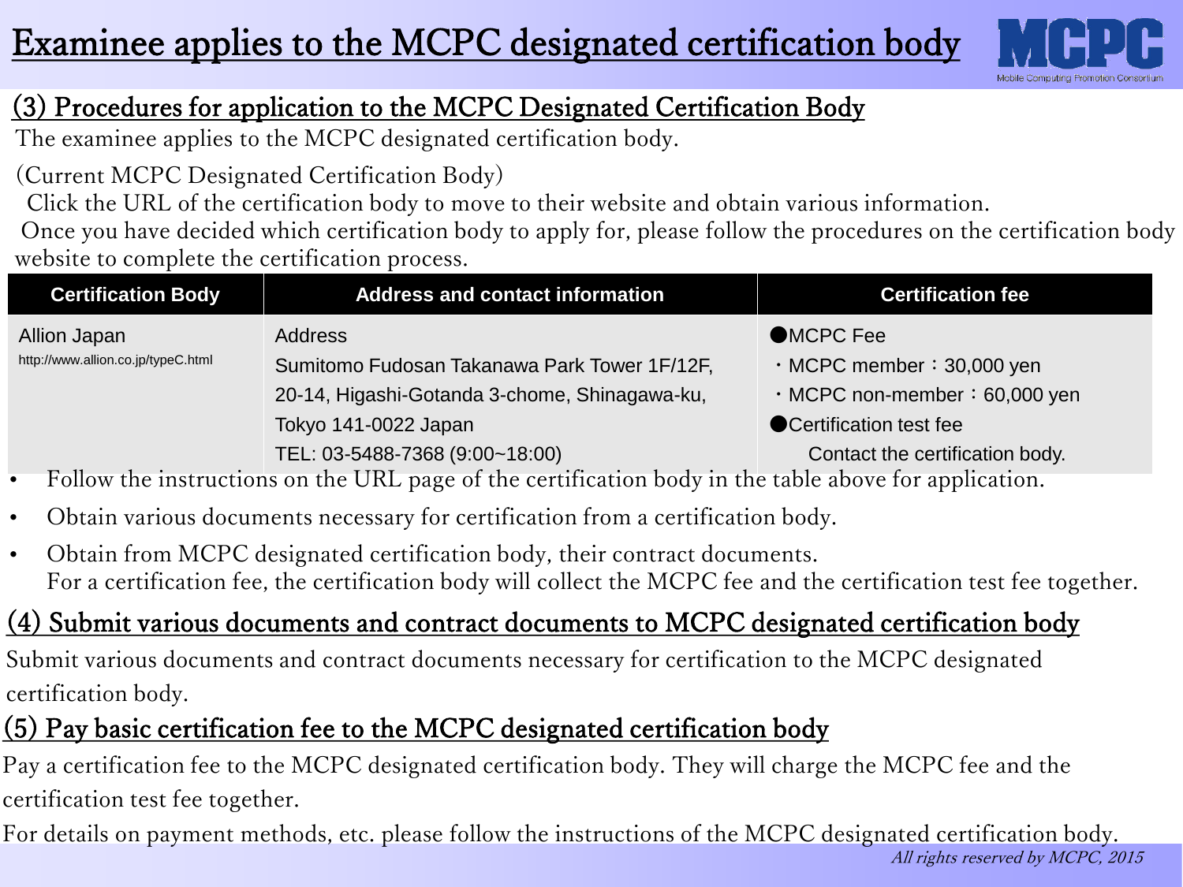# Examinee applies to the MCPC designated certification body

## (3) Procedures for application to the MCPC Designated Certification Body

The examinee applies to the MCPC designated certification body.

(Current MCPC Designated Certification Body)

Click the URL of the certification body to move to their website and obtain various information.

Once you have decided which certification body to apply for, please follow the procedures on the certification body website to complete the certification process.

| Certification Body | Address and contact information | Certification fee |
|---|---|---|
| Allion Japan<br>http://www.allion.co.jp/typeC.html | Address<br>Sumitomo Fudosan Takanawa Park Tower 1F/12F,<br>20-14, Higashi-Gotanda 3-chome, Shinagawa-ku,<br>Tokyo 141-0022 Japan<br>TEL: 03-5488-7368 (9:00~18:00) | ●MCPC Fee<br>・MCPC member：30,000 yen<br>・MCPC non-member：60,000 yen<br>●Certification test fee<br>Contact the certification body. |

- Follow the instructions on the URL page of the certification body in the table above for application.
- Obtain various documents necessary for certification from a certification body.
- Obtain from MCPC designated certification body, their contract documents.
  For a certification fee, the certification body will collect the MCPC fee and the certification test fee together.

## (4) Submit various documents and contract documents to MCPC designated certification body

Submit various documents and contract documents necessary for certification to the MCPC designated certification body.

## (5) Pay basic certification fee to the MCPC designated certification body

Pay a certification fee to the MCPC designated certification body. They will charge the MCPC fee and the certification test fee together.

For details on payment methods, etc. please follow the instructions of the MCPC designated certification body.

*All rights reserved by MCPC, 2015*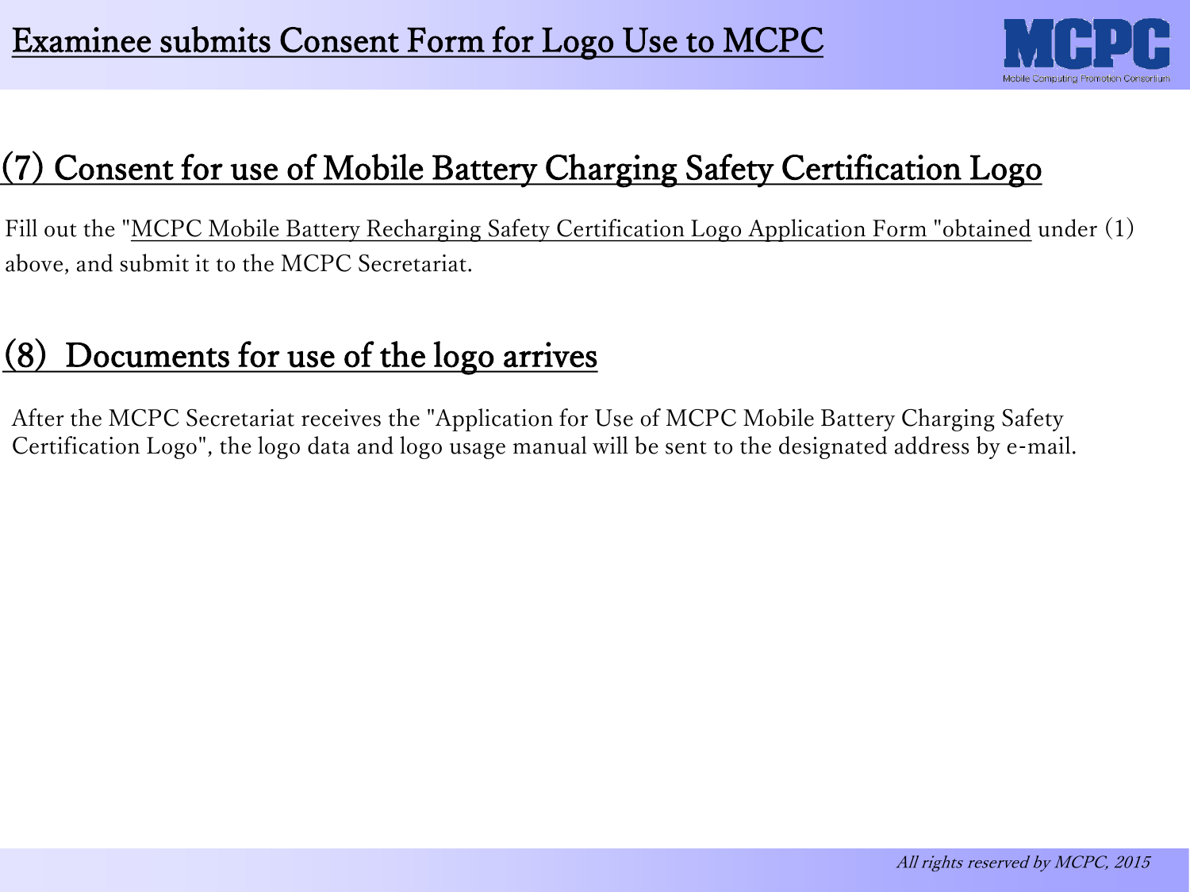# Examinee submits Consent Form for Logo Use to MCPC

## (7) Consent for use of Mobile Battery Charging Safety Certification Logo

Fill out the "MCPC Mobile Battery Recharging Safety Certification Logo Application Form "obtained under (1) above, and submit it to the MCPC Secretariat.

## (8) Documents for use of the logo arrives

After the MCPC Secretariat receives the "Application for Use of MCPC Mobile Battery Charging Safety Certification Logo", the logo data and logo usage manual will be sent to the designated address by e-mail.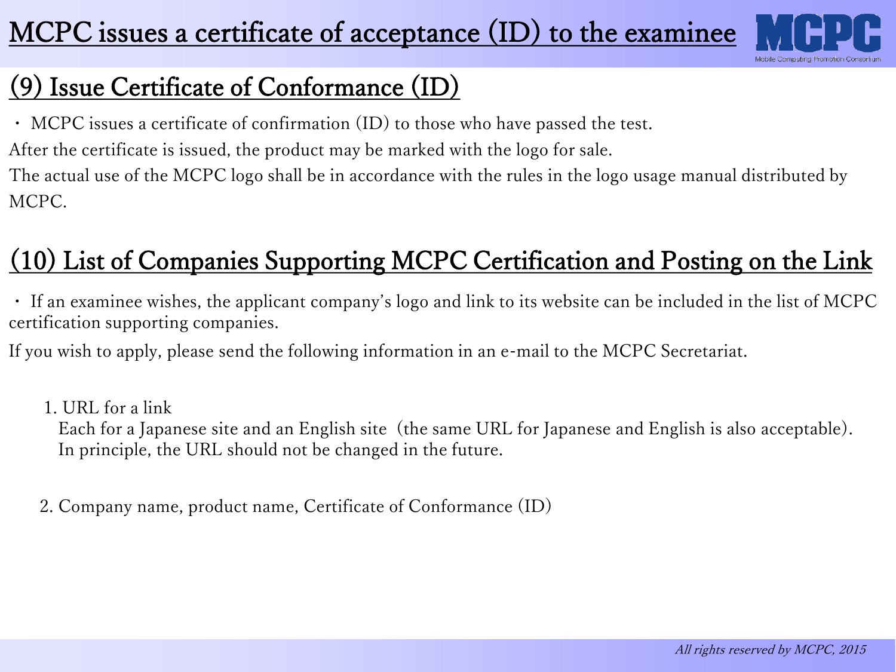# MCPC issues a certificate of acceptance (ID) to the examinee

## (9) Issue Certificate of Conformance (ID)

・ MCPC issues a certificate of confirmation (ID) to those who have passed the test.

After the certificate is issued, the product may be marked with the logo for sale.

The actual use of the MCPC logo shall be in accordance with the rules in the logo usage manual distributed by MCPC.

## (10) List of Companies Supporting MCPC Certification and Posting on the Link

・ If an examinee wishes, the applicant company's logo and link to its website can be included in the list of MCPC certification supporting companies.

If you wish to apply, please send the following information in an e-mail to the MCPC Secretariat.

1. URL for a link
   Each for a Japanese site and an English site (the same URL for Japanese and English is also acceptable).
   In principle, the URL should not be changed in the future.

2. Company name, product name, Certificate of Conformance (ID)